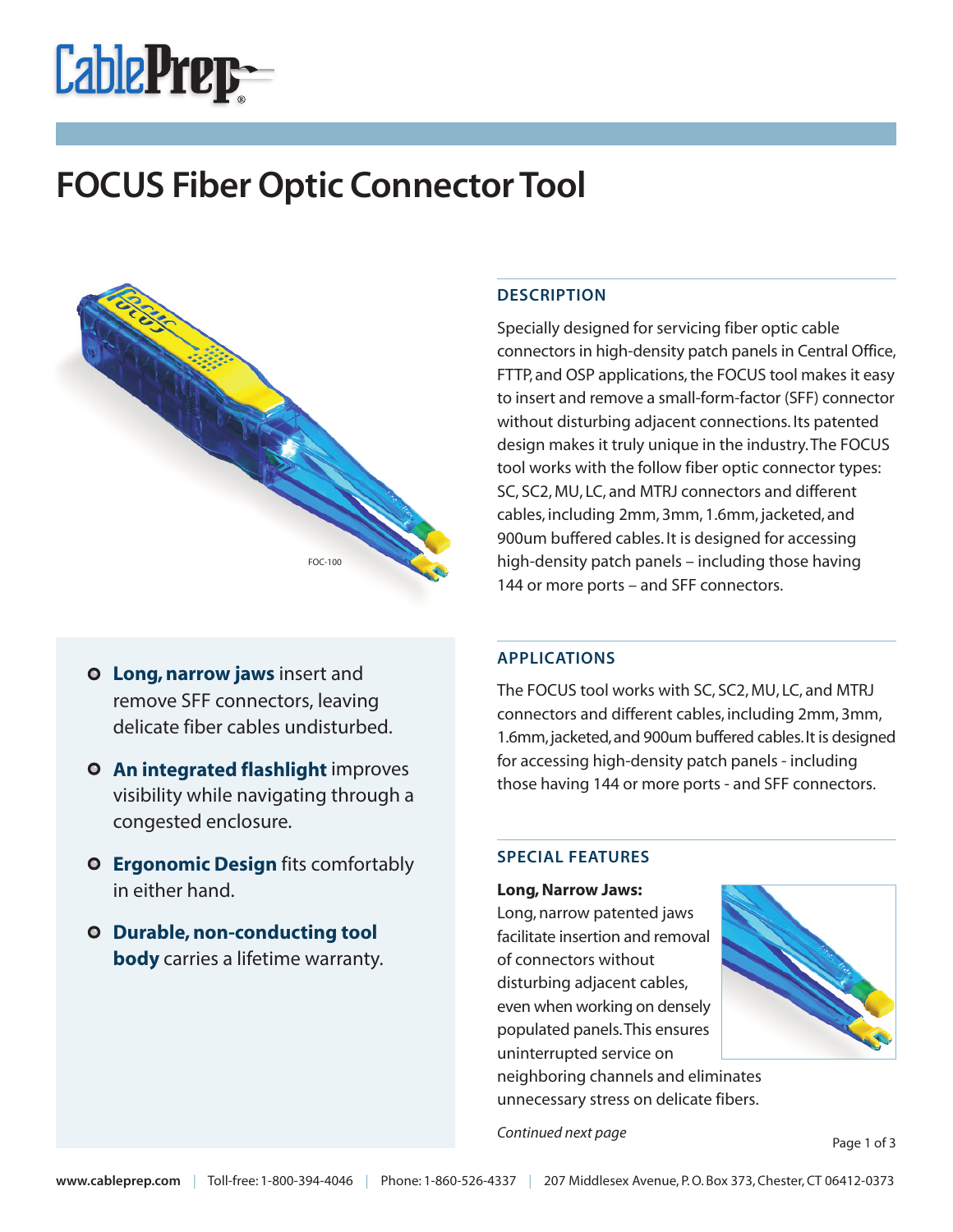# FOCUS Fiber Optic Connector Tool

FOC-100

## DESCRIPTION

Specially designed for servicing fiber optic cable connectors in high-density patch panels in Central Office, FTTP, and OSP applications, the FOCUS tool makes it easy to insert and remove a small-form-factor (SFF) connector without disturbing adjacent connections. Its patented design makes it truly unique in the industry. The FOCUS tool works with the follow fiber optic connector types: SC, SC2, MU, LC, and MTRJ connectors and different cables, including 2mm, 3mm, 1.6mm, jacketed, and 900um buffered cables. It is designed for accessing high-density patch panels – including those having 144 or more ports – and SFF connectors.

- **Long, narrow jaws** insert and remove SFF connectors, leaving delicate fiber cables undisturbed.
- **An integrated flashlight** improves visibility while navigating through a congested enclosure.
- **Ergonomic Design** fits comfortably in either hand.
- **Durable, non-conducting tool body** carries a lifetime warranty.

## APPLICATIONS

The FOCUS tool works with SC, SC2, MU, LC, and MTRJ connectors and different cables, including 2mm, 3mm, 1.6mm, jacketed, and 900um buffered cables. It is designed for accessing high-density patch panels - including those having 144 or more ports - and SFF connectors.

## SPECIAL FEATURES

**Long, Narrow Jaws:**
Long, narrow patented jaws facilitate insertion and removal of connectors without disturbing adjacent cables, even when working on densely populated panels. This ensures uninterrupted service on neighboring channels and eliminates unnecessary stress on delicate fibers.

*Continued next page*

www.cableprep.com | Toll-free: 1-800-394-4046 | Phone: 1-860-526-4337 | 207 Middlesex Avenue, P. O. Box 373, Chester, CT 06412-0373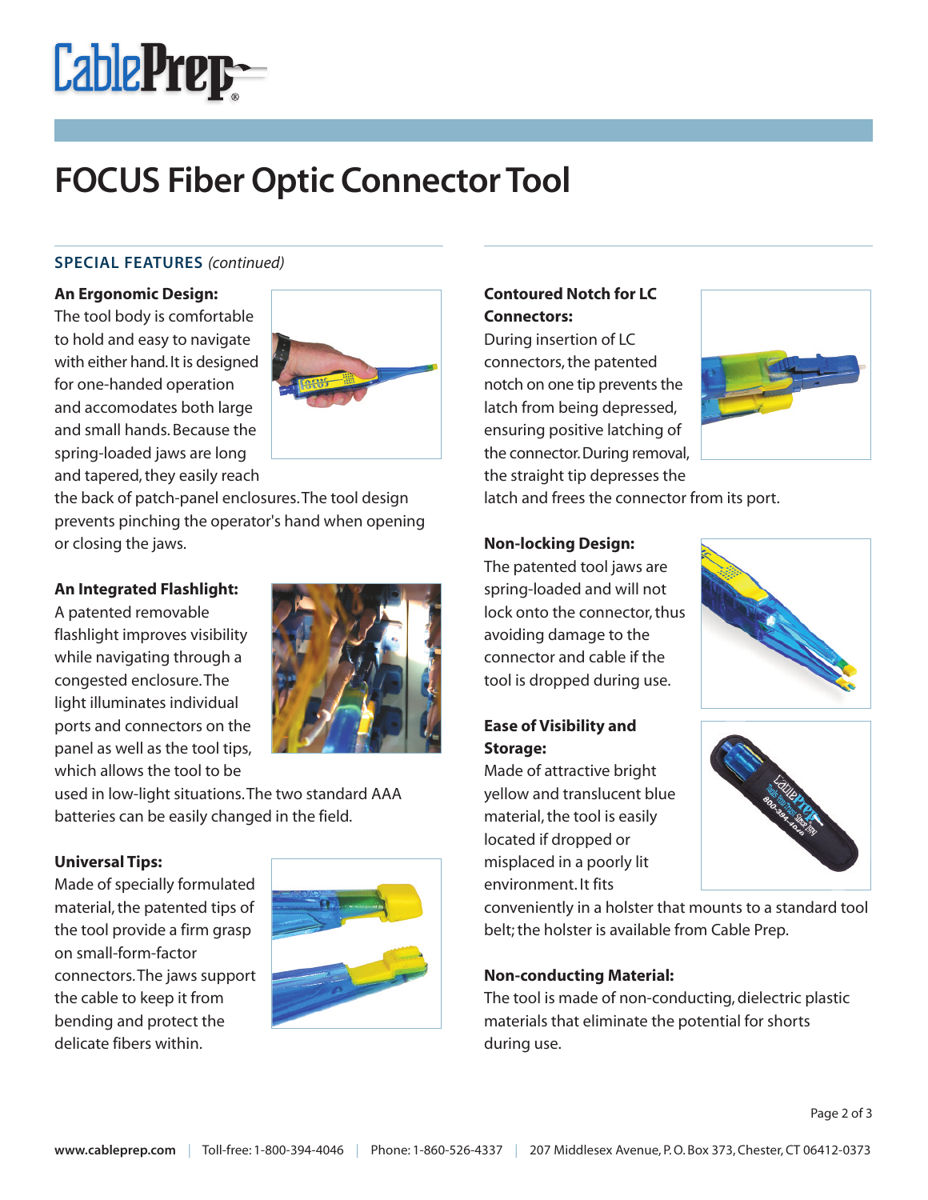# FOCUS Fiber Optic Connector Tool

## SPECIAL FEATURES *(continued)*

**An Ergonomic Design:**
The tool body is comfortable to hold and easy to navigate with either hand. It is designed for one-handed operation and accomodates both large and small hands. Because the spring-loaded jaws are long and tapered, they easily reach the back of patch-panel enclosures. The tool design prevents pinching the operator's hand when opening or closing the jaws.

**An Integrated Flashlight:**
A patented removable flashlight improves visibility while navigating through a congested enclosure. The light illuminates individual ports and connectors on the panel as well as the tool tips, which allows the tool to be used in low-light situations. The two standard AAA batteries can be easily changed in the field.

**Universal Tips:**
Made of specially formulated material, the patented tips of the tool provide a firm grasp on small-form-factor connectors. The jaws support the cable to keep it from bending and protect the delicate fibers within.

**Contoured Notch for LC Connectors:**
During insertion of LC connectors, the patented notch on one tip prevents the latch from being depressed, ensuring positive latching of the connector. During removal, the straight tip depresses the latch and frees the connector from its port.

**Non-locking Design:**
The patented tool jaws are spring-loaded and will not lock onto the connector, thus avoiding damage to the connector and cable if the tool is dropped during use.

**Ease of Visibility and Storage:**
Made of attractive bright yellow and translucent blue material, the tool is easily located if dropped or misplaced in a poorly lit environment. It fits conveniently in a holster that mounts to a standard tool belt; the holster is available from Cable Prep.

**Non-conducting Material:**
The tool is made of non-conducting, dielectric plastic materials that eliminate the potential for shorts during use.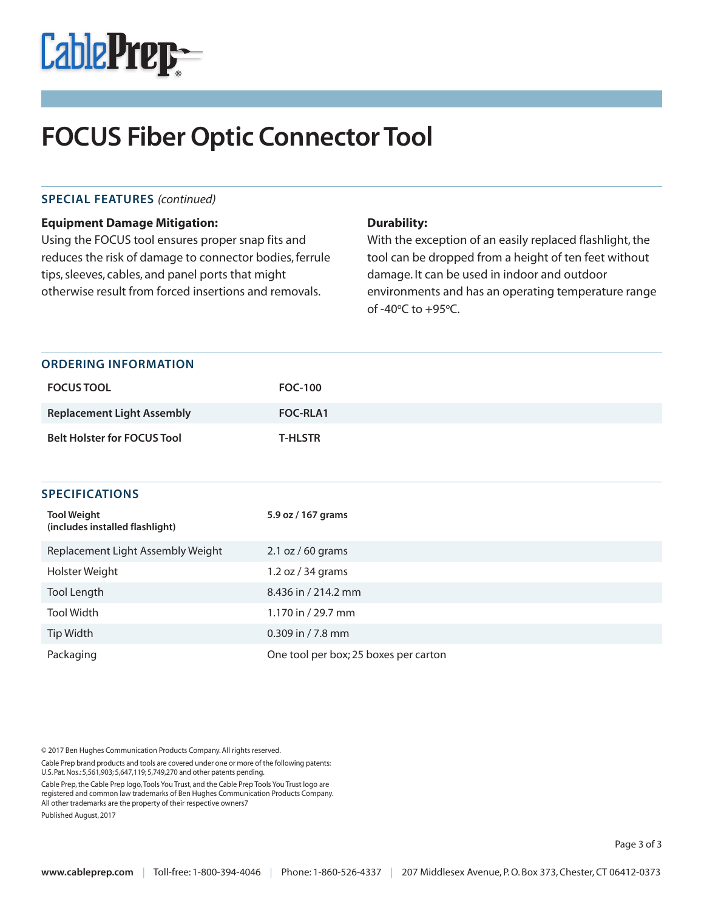# FOCUS Fiber Optic Connector Tool

## SPECIAL FEATURES *(continued)*

**Equipment Damage Mitigation:**
Using the FOCUS tool ensures proper snap fits and reduces the risk of damage to connector bodies, ferrule tips, sleeves, cables, and panel ports that might otherwise result from forced insertions and removals.

**Durability:**
With the exception of an easily replaced flashlight, the tool can be dropped from a height of ten feet without damage. It can be used in indoor and outdoor environments and has an operating temperature range of -40ºC to +95ºC.

## ORDERING INFORMATION

| | |
|---|---|
| **FOCUS TOOL** | **FOC-100** |
| **Replacement Light Assembly** | **FOC-RLA1** |
| **Belt Holster for FOCUS Tool** | **T-HLSTR** |

## SPECIFICATIONS

| | |
|---|---|
| **Tool Weight (includes installed flashlight)** | **5.9 oz / 167 grams** |
| Replacement Light Assembly Weight | 2.1 oz / 60 grams |
| Holster Weight | 1.2 oz / 34 grams |
| Tool Length | 8.436 in / 214.2 mm |
| Tool Width | 1.170 in / 29.7 mm |
| Tip Width | 0.309 in / 7.8 mm |
| Packaging | One tool per box; 25 boxes per carton |

© 2017 Ben Hughes Communication Products Company. All rights reserved.

Cable Prep brand products and tools are covered under one or more of the following patents: U.S. Pat. Nos.: 5,561,903; 5,647,119; 5,749,270 and other patents pending.

Cable Prep, the Cable Prep logo, Tools You Trust, and the Cable Prep Tools You Trust logo are registered and common law trademarks of Ben Hughes Communication Products Company. All other trademarks are the property of their respective owners7

Published August, 2017

www.cableprep.com | Toll-free: 1-800-394-4046 | Phone: 1-860-526-4337 | 207 Middlesex Avenue, P. O. Box 373, Chester, CT 06412-0373